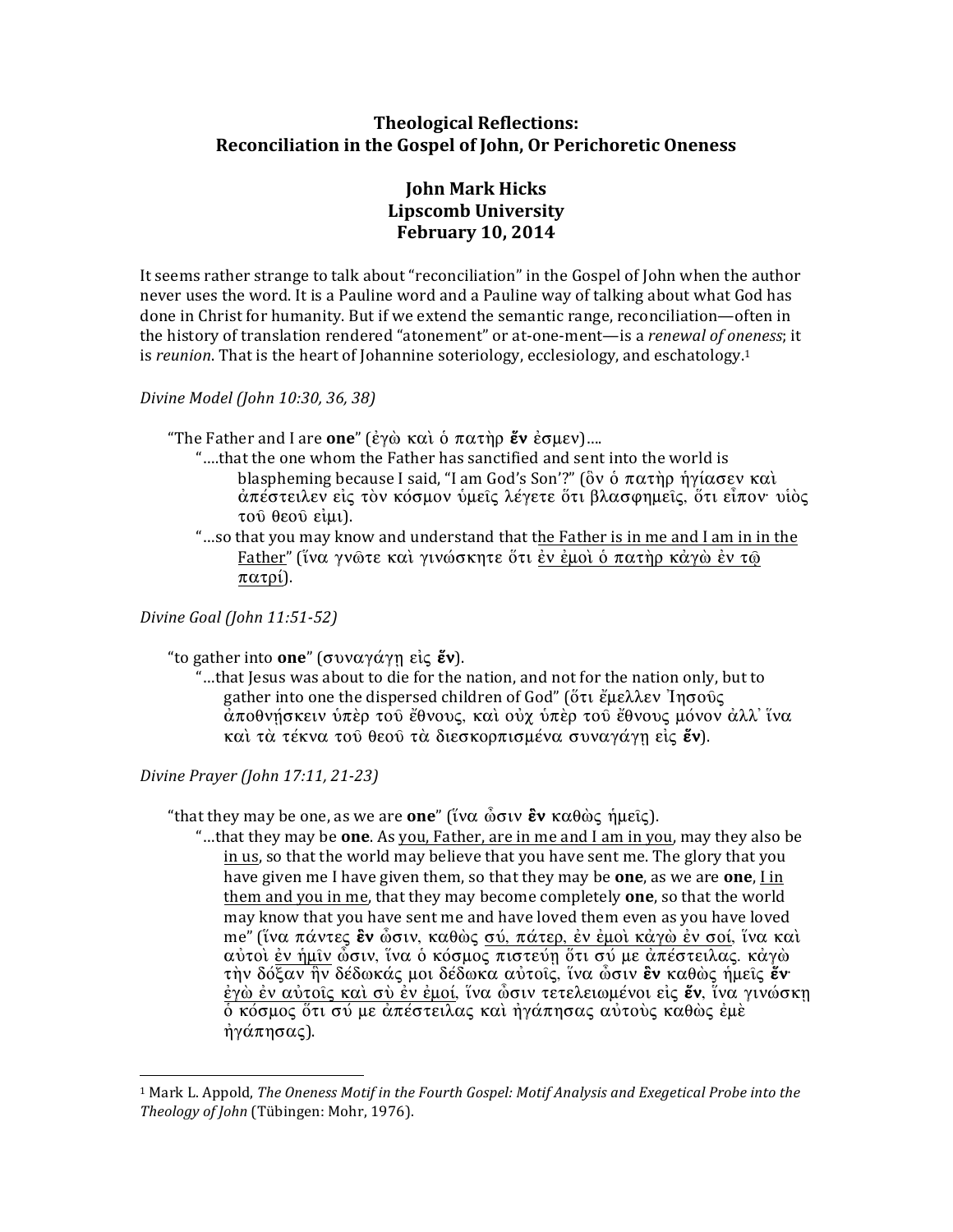**Theological Reflections:**
**Reconciliation in the Gospel of John, Or Perichoretic Oneness**

**John Mark Hicks**
**Lipscomb University**
**February 10, 2014**

It seems rather strange to talk about "reconciliation" in the Gospel of John when the author never uses the word. It is a Pauline word and a Pauline way of talking about what God has done in Christ for humanity. But if we extend the semantic range, reconciliation—often in the history of translation rendered "atonement" or at-one-ment—is a *renewal of oneness*; it is *reunion*. That is the heart of Johannine soteriology, ecclesiology, and eschatology.[1]

*Divine Model (John 10:30, 36, 38)*

"The Father and I are **one**" (ἐγὼ καὶ ὁ πατὴρ **ἕν** ἐσμεν)....

"....that the one whom the Father has sanctified and sent into the world is blaspheming because I said, "I am God's Son'?" (ὃν ὁ πατὴρ ἡγίασεν καὶ ἀπέστειλεν εἰς τὸν κόσμον ὑμεῖς λέγετε ὅτι βλασφημεῖς, ὅτι εἶπον· υἱὸς τοῦ θεοῦ εἰμι).

"...so that you may know and understand that <u>the Father is in me and I am in in the Father</u>" (ἵνα γνῶτε καὶ γινώσκητε ὅτι <u>ἐν ἐμοὶ ὁ πατὴρ κἀγὼ ἐν τῷ πατρί</u>).

*Divine Goal (John 11:51-52)*

"to gather into **one**" (συναγάγῃ εἰς **ἕν**).

"...that Jesus was about to die for the nation, and not for the nation only, but to gather into one the dispersed children of God" (ὅτι ἔμελλεν Ἰησοῦς ἀποθνήσκειν ὑπὲρ τοῦ ἔθνους, καὶ οὐχ ὑπὲρ τοῦ ἔθνους μόνον ἀλλ᾽ ἵνα καὶ τὰ τέκνα τοῦ θεοῦ τὰ διεσκορπισμένα συναγάγῃ εἰς **ἕν**).

*Divine Prayer (John 17:11, 21-23)*

"that they may be one, as we are **one**" (ἵνα ὦσιν **ἓν** καθὼς ἡμεῖς).

"...that they may be **one**. As <u>you, Father, are in me and I am in you</u>, may they also be <u>in us</u>, so that the world may believe that you have sent me. The glory that you have given me I have given them, so that they may be **one**, as we are **one**, <u>I in them and you in me</u>, that they may become completely **one**, so that the world may know that you have sent me and have loved them even as you have loved me" (ἵνα πάντες **ἓν** ὦσιν, καθὼς <u>σύ, πάτερ, ἐν ἐμοὶ κἀγὼ ἐν σοί</u>, ἵνα καὶ αὐτοὶ <u>ἐν ἡμῖν</u> ὦσιν, ἵνα ὁ κόσμος πιστεύῃ ὅτι σύ με ἀπέστειλας. κἀγὼ τὴν δόξαν ἣν δέδωκάς μοι δέδωκα αὐτοῖς, ἵνα ὦσιν **ἓν** καθὼς ἡμεῖς **ἕν**· <u>ἐγὼ ἐν αὐτοῖς καὶ σὺ ἐν ἐμοί</u>, ἵνα ὦσιν τετελειωμένοι εἰς **ἕν**, ἵνα γινώσκῃ ὁ κόσμος ὅτι σύ με ἀπέστειλας καὶ ἠγάπησας αὐτοὺς καθὼς ἐμὲ ἠγάπησας).

---

[1] Mark L. Appold, *The Oneness Motif in the Fourth Gospel: Motif Analysis and Exegetical Probe into the Theology of John* (Tübingen: Mohr, 1976).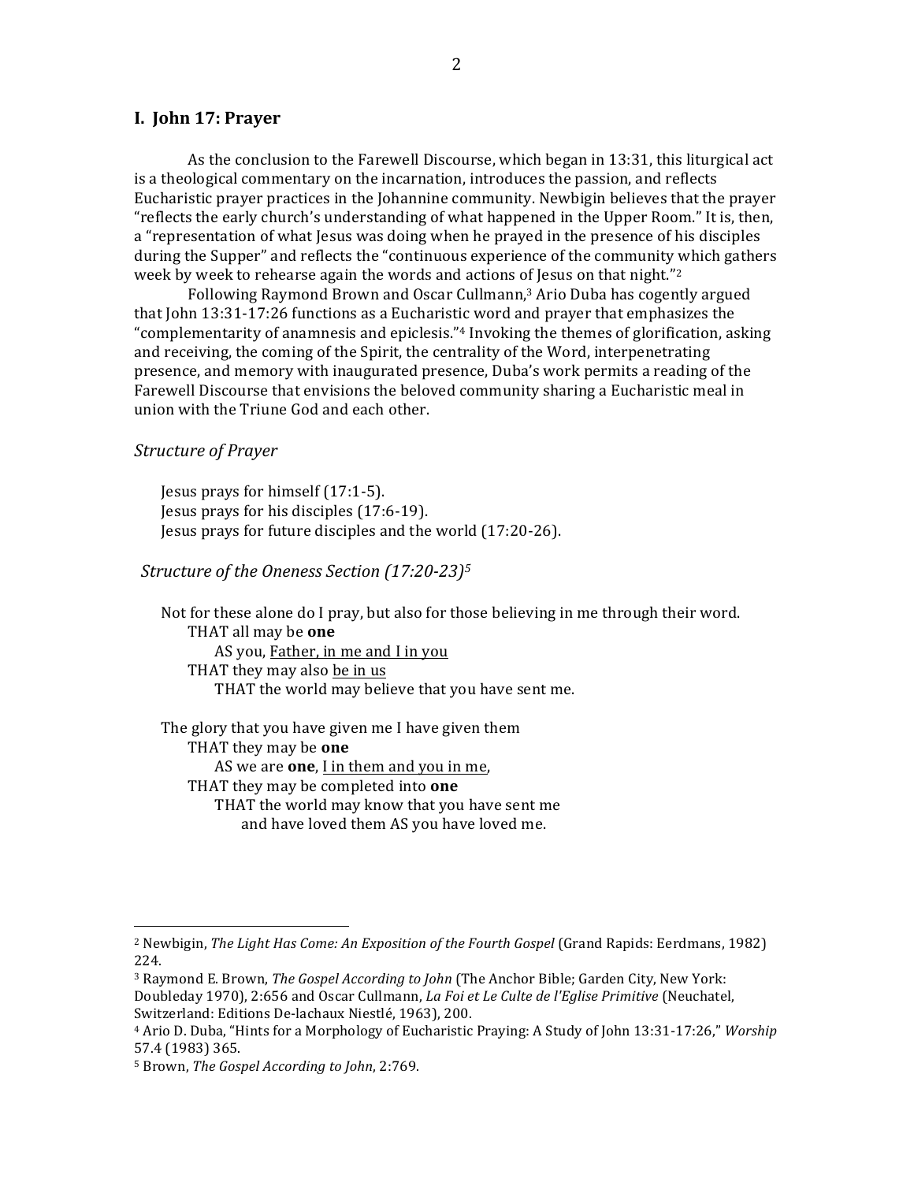## I. John 17: Prayer

As the conclusion to the Farewell Discourse, which began in 13:31, this liturgical act is a theological commentary on the incarnation, introduces the passion, and reflects Eucharistic prayer practices in the Johannine community. Newbigin believes that the prayer "reflects the early church's understanding of what happened in the Upper Room." It is, then, a "representation of what Jesus was doing when he prayed in the presence of his disciples during the Supper" and reflects the "continuous experience of the community which gathers week by week to rehearse again the words and actions of Jesus on that night."[2]

Following Raymond Brown and Oscar Cullmann,[3] Ario Duba has cogently argued that John 13:31-17:26 functions as a Eucharistic word and prayer that emphasizes the "complementarity of anamnesis and epiclesis."[4] Invoking the themes of glorification, asking and receiving, the coming of the Spirit, the centrality of the Word, interpenetrating presence, and memory with inaugurated presence, Duba's work permits a reading of the Farewell Discourse that envisions the beloved community sharing a Eucharistic meal in union with the Triune God and each other.

### *Structure of Prayer*

Jesus prays for himself (17:1-5).
Jesus prays for his disciples (17:6-19).
Jesus prays for future disciples and the world (17:20-26).

### *Structure of the Oneness Section (17:20-23)*[5]

Not for these alone do I pray, but also for those believing in me through their word.
    THAT all may be **one**
        AS you, <u>Father, in me and I in you</u>
    THAT they may also <u>be in us</u>
        THAT the world may believe that you have sent me.

The glory that you have given me I have given them
    THAT they may be **one**
        AS we are **one**, <u>I in them and you in me</u>,
    THAT they may be completed into **one**
        THAT the world may know that you have sent me
            and have loved them AS you have loved me.

---

[2] Newbigin, *The Light Has Come: An Exposition of the Fourth Gospel* (Grand Rapids: Eerdmans, 1982) 224.

[3] Raymond E. Brown, *The Gospel According to John* (The Anchor Bible; Garden City, New York: Doubleday 1970), 2:656 and Oscar Cullmann, *La Foi et Le Culte de l'Eglise Primitive* (Neuchatel, Switzerland: Editions De-lachaux Niestlé, 1963), 200.

[4] Ario D. Duba, "Hints for a Morphology of Eucharistic Praying: A Study of John 13:31-17:26," *Worship* 57.4 (1983) 365.

[5] Brown, *The Gospel According to John*, 2:769.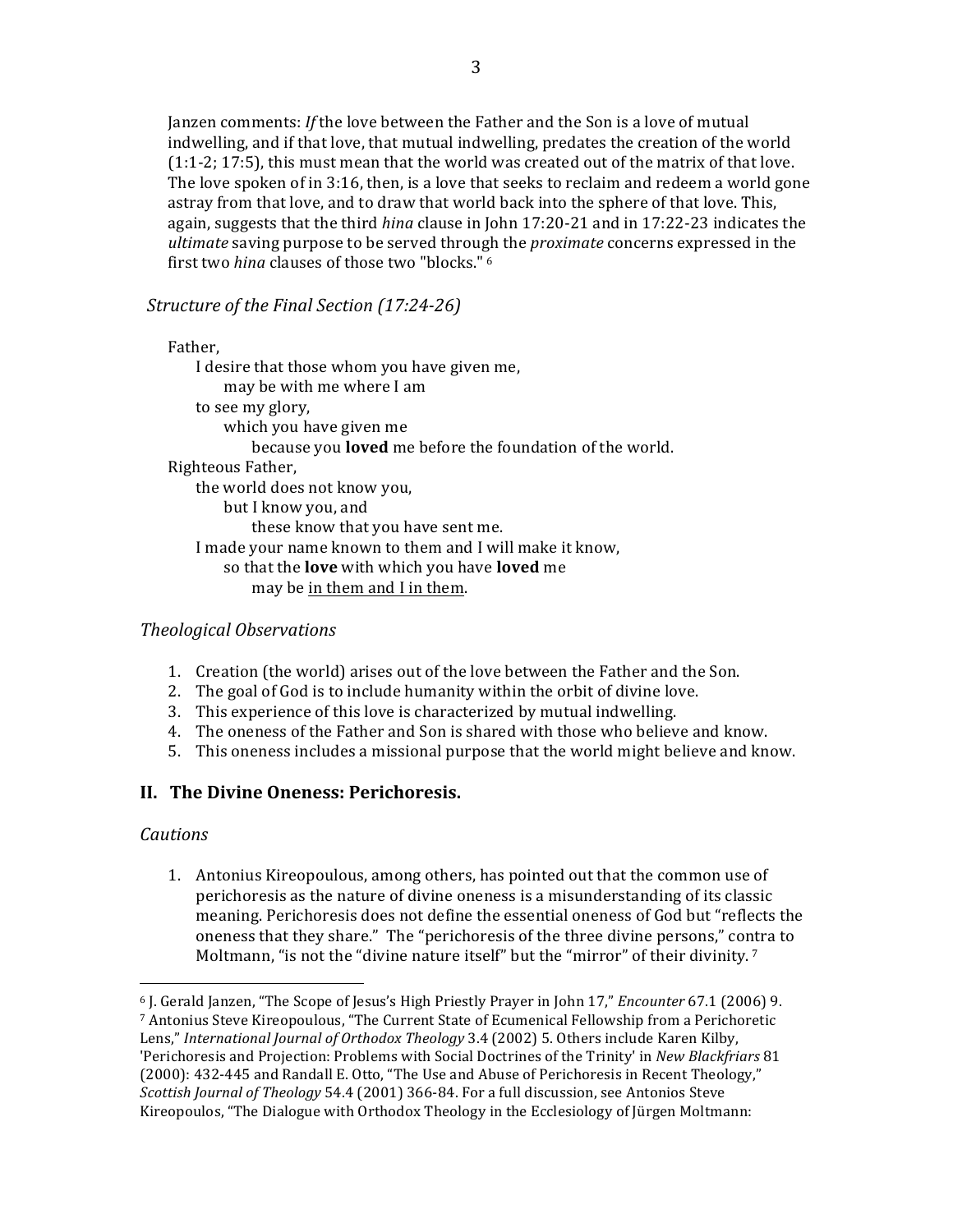Janzen comments: *If* the love between the Father and the Son is a love of mutual indwelling, and if that love, that mutual indwelling, predates the creation of the world (1:1-2; 17:5), this must mean that the world was created out of the matrix of that love. The love spoken of in 3:16, then, is a love that seeks to reclaim and redeem a world gone astray from that love, and to draw that world back into the sphere of that love. This, again, suggests that the third *hina* clause in John 17:20-21 and in 17:22-23 indicates the *ultimate* saving purpose to be served through the *proximate* concerns expressed in the first two *hina* clauses of those two "blocks." [6]

*Structure of the Final Section (17:24-26)*

Father,
&nbsp;&nbsp;&nbsp;&nbsp;I desire that those whom you have given me,
&nbsp;&nbsp;&nbsp;&nbsp;&nbsp;&nbsp;&nbsp;&nbsp;may be with me where I am
&nbsp;&nbsp;&nbsp;&nbsp;to see my glory,
&nbsp;&nbsp;&nbsp;&nbsp;&nbsp;&nbsp;&nbsp;&nbsp;which you have given me
&nbsp;&nbsp;&nbsp;&nbsp;&nbsp;&nbsp;&nbsp;&nbsp;&nbsp;&nbsp;&nbsp;&nbsp;because you **loved** me before the foundation of the world.
Righteous Father,
&nbsp;&nbsp;&nbsp;&nbsp;the world does not know you,
&nbsp;&nbsp;&nbsp;&nbsp;&nbsp;&nbsp;&nbsp;&nbsp;but I know you, and
&nbsp;&nbsp;&nbsp;&nbsp;&nbsp;&nbsp;&nbsp;&nbsp;&nbsp;&nbsp;&nbsp;&nbsp;these know that you have sent me.
&nbsp;&nbsp;&nbsp;&nbsp;I made your name known to them and I will make it know,
&nbsp;&nbsp;&nbsp;&nbsp;&nbsp;&nbsp;&nbsp;&nbsp;so that the **love** with which you have **loved** me
&nbsp;&nbsp;&nbsp;&nbsp;&nbsp;&nbsp;&nbsp;&nbsp;&nbsp;&nbsp;&nbsp;&nbsp;may be <u>in them and I in them</u>.

*Theological Observations*

1. Creation (the world) arises out of the love between the Father and the Son.
2. The goal of God is to include humanity within the orbit of divine love.
3. This experience of this love is characterized by mutual indwelling.
4. The oneness of the Father and Son is shared with those who believe and know.
5. This oneness includes a missional purpose that the world might believe and know.

## II. The Divine Oneness: Perichoresis.

*Cautions*

1. Antonius Kireopoulous, among others, has pointed out that the common use of perichoresis as the nature of divine oneness is a misunderstanding of its classic meaning. Perichoresis does not define the essential oneness of God but "reflects the oneness that they share." The "perichoresis of the three divine persons," contra to Moltmann, "is not the "divine nature itself" but the "mirror" of their divinity. [7]

---

[6] J. Gerald Janzen, "The Scope of Jesus's High Priestly Prayer in John 17," *Encounter* 67.1 (2006) 9.
[7] Antonius Steve Kireopoulous, "The Current State of Ecumenical Fellowship from a Perichoretic Lens," *International Journal of Orthodox Theology* 3.4 (2002) 5. Others include Karen Kilby, 'Perichoresis and Projection: Problems with Social Doctrines of the Trinity' in *New Blackfriars* 81 (2000): 432-445 and Randall E. Otto, "The Use and Abuse of Perichoresis in Recent Theology," *Scottish Journal of Theology* 54.4 (2001) 366-84. For a full discussion, see Antonios Steve Kireopoulos, "The Dialogue with Orthodox Theology in the Ecclesiology of Jürgen Moltmann: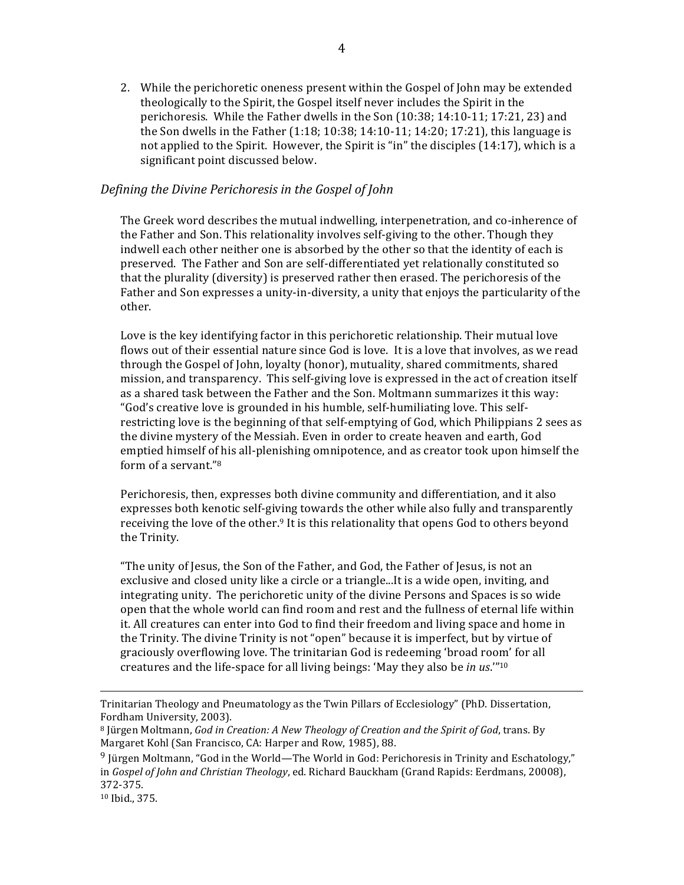2. While the perichoretic oneness present within the Gospel of John may be extended theologically to the Spirit, the Gospel itself never includes the Spirit in the perichoresis. While the Father dwells in the Son (10:38; 14:10-11; 17:21, 23) and the Son dwells in the Father (1:18; 10:38; 14:10-11; 14:20; 17:21), this language is not applied to the Spirit. However, the Spirit is "in" the disciples (14:17), which is a significant point discussed below.

### *Defining the Divine Perichoresis in the Gospel of John*

The Greek word describes the mutual indwelling, interpenetration, and co-inherence of the Father and Son. This relationality involves self-giving to the other. Though they indwell each other neither one is absorbed by the other so that the identity of each is preserved. The Father and Son are self-differentiated yet relationally constituted so that the plurality (diversity) is preserved rather then erased. The perichoresis of the Father and Son expresses a unity-in-diversity, a unity that enjoys the particularity of the other.

Love is the key identifying factor in this perichoretic relationship. Their mutual love flows out of their essential nature since God is love. It is a love that involves, as we read through the Gospel of John, loyalty (honor), mutuality, shared commitments, shared mission, and transparency. This self-giving love is expressed in the act of creation itself as a shared task between the Father and the Son. Moltmann summarizes it this way: "God's creative love is grounded in his humble, self-humiliating love. This self-restricting love is the beginning of that self-emptying of God, which Philippians 2 sees as the divine mystery of the Messiah. Even in order to create heaven and earth, God emptied himself of his all-plenishing omnipotence, and as creator took upon himself the form of a servant."[8]

Perichoresis, then, expresses both divine community and differentiation, and it also expresses both kenotic self-giving towards the other while also fully and transparently receiving the love of the other.[9] It is this relationality that opens God to others beyond the Trinity.

"The unity of Jesus, the Son of the Father, and God, the Father of Jesus, is not an exclusive and closed unity like a circle or a triangle...It is a wide open, inviting, and integrating unity. The perichoretic unity of the divine Persons and Spaces is so wide open that the whole world can find room and rest and the fullness of eternal life within it. All creatures can enter into God to find their freedom and living space and home in the Trinity. The divine Trinity is not "open" because it is imperfect, but by virtue of graciously overflowing love. The trinitarian God is redeeming 'broad room' for all creatures and the life-space for all living beings: 'May they also be *in us*.'"[10]

---

Trinitarian Theology and Pneumatology as the Twin Pillars of Ecclesiology" (PhD. Dissertation, Fordham University, 2003).

[8] Jürgen Moltmann, *God in Creation: A New Theology of Creation and the Spirit of God*, trans. By Margaret Kohl (San Francisco, CA: Harper and Row, 1985), 88.

[9] Jürgen Moltmann, "God in the World—The World in God: Perichoresis in Trinity and Eschatology," in *Gospel of John and Christian Theology*, ed. Richard Bauckham (Grand Rapids: Eerdmans, 20008), 372-375.

[10] Ibid., 375.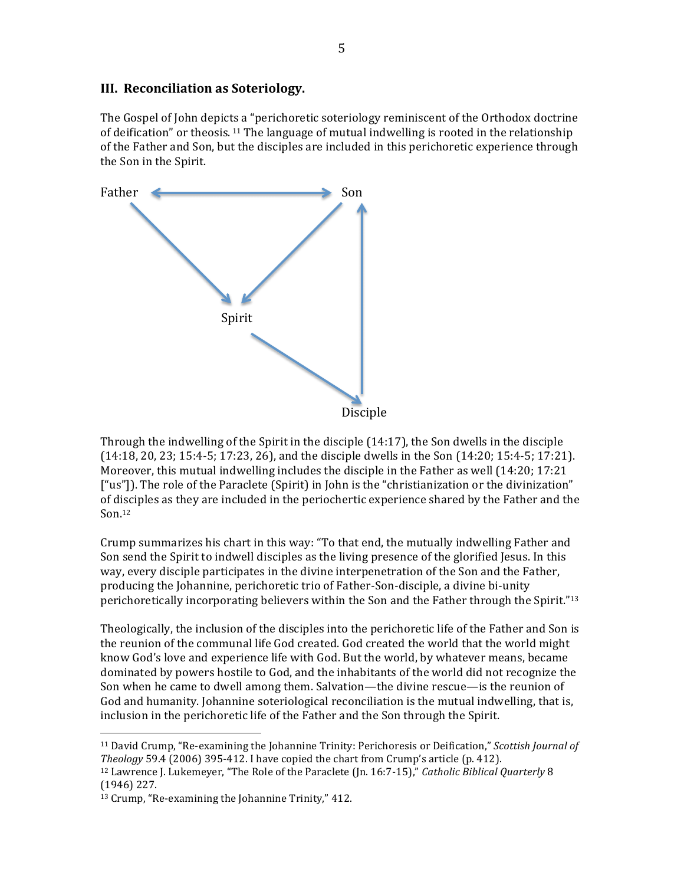### III. Reconciliation as Soteriology.

The Gospel of John depicts a "perichoretic soteriology reminiscent of the Orthodox doctrine of deification" or theosis. [11] The language of mutual indwelling is rooted in the relationship of the Father and Son, but the disciples are included in this perichoretic experience through the Son in the Spirit.

Father ⟷ Son

Spirit

Disciple

Through the indwelling of the Spirit in the disciple (14:17), the Son dwells in the disciple (14:18, 20, 23; 15:4-5; 17:23, 26), and the disciple dwells in the Son (14:20; 15:4-5; 17:21). Moreover, this mutual indwelling includes the disciple in the Father as well (14:20; 17:21 ["us"]). The role of the Paraclete (Spirit) in John is the "christianization or the divinization" of disciples as they are included in the periochertic experience shared by the Father and the Son.[12]

Crump summarizes his chart in this way: "To that end, the mutually indwelling Father and Son send the Spirit to indwell disciples as the living presence of the glorified Jesus. In this way, every disciple participates in the divine interpenetration of the Son and the Father, producing the Johannine, perichoretic trio of Father-Son-disciple, a divine bi-unity perichoretically incorporating believers within the Son and the Father through the Spirit."[13]

Theologically, the inclusion of the disciples into the perichoretic life of the Father and Son is the reunion of the communal life God created. God created the world that the world might know God's love and experience life with God. But the world, by whatever means, became dominated by powers hostile to God, and the inhabitants of the world did not recognize the Son when he came to dwell among them. Salvation—the divine rescue—is the reunion of God and humanity. Johannine soteriological reconciliation is the mutual indwelling, that is, inclusion in the perichoretic life of the Father and the Son through the Spirit.

---

[11] David Crump, "Re-examining the Johannine Trinity: Perichoresis or Deification," *Scottish Journal of Theology* 59.4 (2006) 395-412. I have copied the chart from Crump's article (p. 412).

[12] Lawrence J. Lukemeyer, "The Role of the Paraclete (Jn. 16:7-15)," *Catholic Biblical Quarterly* 8 (1946) 227.

[13] Crump, "Re-examining the Johannine Trinity," 412.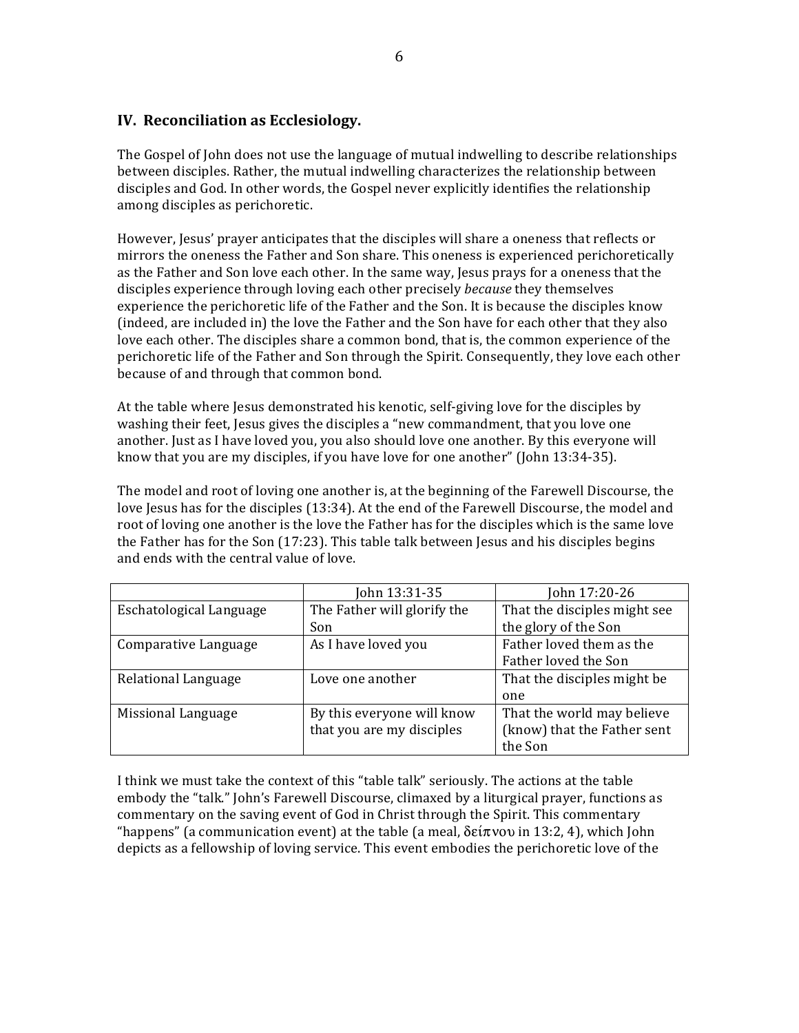## IV. Reconciliation as Ecclesiology.

The Gospel of John does not use the language of mutual indwelling to describe relationships between disciples. Rather, the mutual indwelling characterizes the relationship between disciples and God. In other words, the Gospel never explicitly identifies the relationship among disciples as perichoretic.

However, Jesus' prayer anticipates that the disciples will share a oneness that reflects or mirrors the oneness the Father and Son share. This oneness is experienced perichoretically as the Father and Son love each other. In the same way, Jesus prays for a oneness that the disciples experience through loving each other precisely *because* they themselves experience the perichoretic life of the Father and the Son. It is because the disciples know (indeed, are included in) the love the Father and the Son have for each other that they also love each other. The disciples share a common bond, that is, the common experience of the perichoretic life of the Father and Son through the Spirit. Consequently, they love each other because of and through that common bond.

At the table where Jesus demonstrated his kenotic, self-giving love for the disciples by washing their feet, Jesus gives the disciples a "new commandment, that you love one another. Just as I have loved you, you also should love one another. By this everyone will know that you are my disciples, if you have love for one another" (John 13:34-35).

The model and root of loving one another is, at the beginning of the Farewell Discourse, the love Jesus has for the disciples (13:34). At the end of the Farewell Discourse, the model and root of loving one another is the love the Father has for the disciples which is the same love the Father has for the Son (17:23). This table talk between Jesus and his disciples begins and ends with the central value of love.

| | John 13:31-35 | John 17:20-26 |
|---|---|---|
| Eschatological Language | The Father will glorify the Son | That the disciples might see the glory of the Son |
| Comparative Language | As I have loved you | Father loved them as the Father loved the Son |
| Relational Language | Love one another | That the disciples might be one |
| Missional Language | By this everyone will know that you are my disciples | That the world may believe (know) that the Father sent the Son |

I think we must take the context of this "table talk" seriously. The actions at the table embody the "talk." John's Farewell Discourse, climaxed by a liturgical prayer, functions as commentary on the saving event of God in Christ through the Spirit. This commentary "happens" (a communication event) at the table (a meal, δείπνου in 13:2, 4), which John depicts as a fellowship of loving service. This event embodies the perichoretic love of the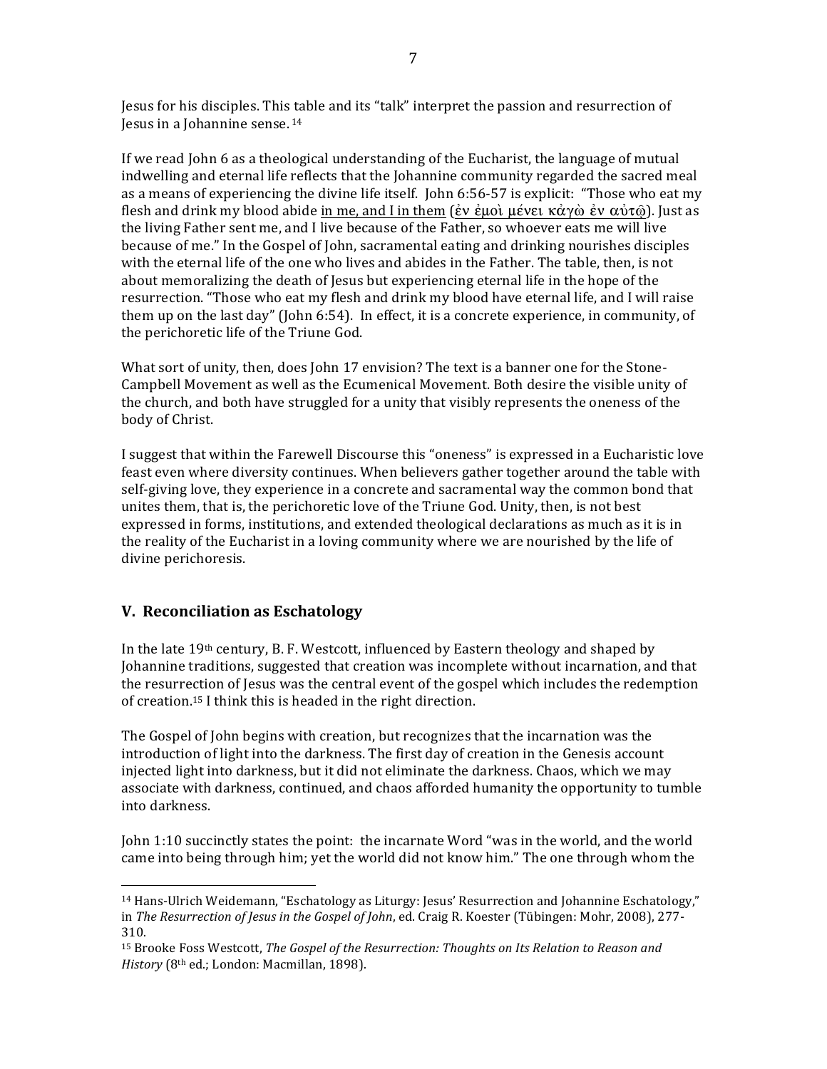Jesus for his disciples. This table and its "talk" interpret the passion and resurrection of Jesus in a Johannine sense.[14]

If we read John 6 as a theological understanding of the Eucharist, the language of mutual indwelling and eternal life reflects that the Johannine community regarded the sacred meal as a means of experiencing the divine life itself. John 6:56-57 is explicit: "Those who eat my flesh and drink my blood abide <u>in me, and I in them</u> (<u>ἐν ἐμοὶ μένει κἀγὼ ἐν αὐτῷ</u>). Just as the living Father sent me, and I live because of the Father, so whoever eats me will live because of me." In the Gospel of John, sacramental eating and drinking nourishes disciples with the eternal life of the one who lives and abides in the Father. The table, then, is not about memoralizing the death of Jesus but experiencing eternal life in the hope of the resurrection. "Those who eat my flesh and drink my blood have eternal life, and I will raise them up on the last day" (John 6:54). In effect, it is a concrete experience, in community, of the perichoretic life of the Triune God.

What sort of unity, then, does John 17 envision? The text is a banner one for the Stone-Campbell Movement as well as the Ecumenical Movement. Both desire the visible unity of the church, and both have struggled for a unity that visibly represents the oneness of the body of Christ.

I suggest that within the Farewell Discourse this "oneness" is expressed in a Eucharistic love feast even where diversity continues. When believers gather together around the table with self-giving love, they experience in a concrete and sacramental way the common bond that unites them, that is, the perichoretic love of the Triune God. Unity, then, is not best expressed in forms, institutions, and extended theological declarations as much as it is in the reality of the Eucharist in a loving community where we are nourished by the life of divine perichoresis.

## V. Reconciliation as Eschatology

In the late 19th century, B. F. Westcott, influenced by Eastern theology and shaped by Johannine traditions, suggested that creation was incomplete without incarnation, and that the resurrection of Jesus was the central event of the gospel which includes the redemption of creation.[15] I think this is headed in the right direction.

The Gospel of John begins with creation, but recognizes that the incarnation was the introduction of light into the darkness. The first day of creation in the Genesis account injected light into darkness, but it did not eliminate the darkness. Chaos, which we may associate with darkness, continued, and chaos afforded humanity the opportunity to tumble into darkness.

John 1:10 succinctly states the point: the incarnate Word "was in the world, and the world came into being through him; yet the world did not know him." The one through whom the

---

[14] Hans-Ulrich Weidemann, "Eschatology as Liturgy: Jesus' Resurrection and Johannine Eschatology," in *The Resurrection of Jesus in the Gospel of John*, ed. Craig R. Koester (Tübingen: Mohr, 2008), 277-310.

[15] Brooke Foss Westcott, *The Gospel of the Resurrection: Thoughts on Its Relation to Reason and History* (8th ed.; London: Macmillan, 1898).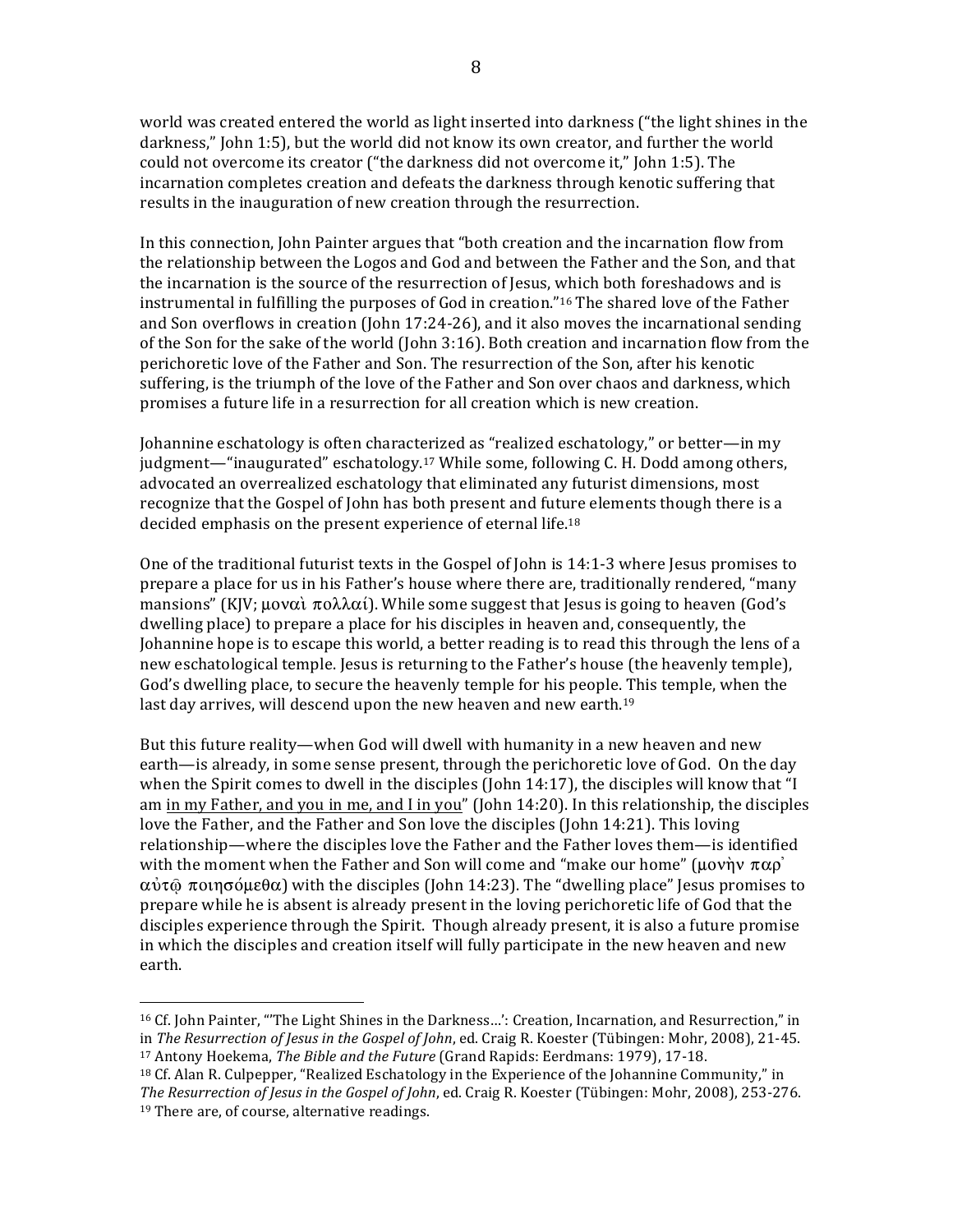world was created entered the world as light inserted into darkness ("the light shines in the darkness," John 1:5), but the world did not know its own creator, and further the world could not overcome its creator ("the darkness did not overcome it," John 1:5). The incarnation completes creation and defeats the darkness through kenotic suffering that results in the inauguration of new creation through the resurrection.

In this connection, John Painter argues that "both creation and the incarnation flow from the relationship between the Logos and God and between the Father and the Son, and that the incarnation is the source of the resurrection of Jesus, which both foreshadows and is instrumental in fulfilling the purposes of God in creation."[16] The shared love of the Father and Son overflows in creation (John 17:24-26), and it also moves the incarnational sending of the Son for the sake of the world (John 3:16). Both creation and incarnation flow from the perichoretic love of the Father and Son. The resurrection of the Son, after his kenotic suffering, is the triumph of the love of the Father and Son over chaos and darkness, which promises a future life in a resurrection for all creation which is new creation.

Johannine eschatology is often characterized as "realized eschatology," or better—in my judgment—"inaugurated" eschatology.[17] While some, following C. H. Dodd among others, advocated an overrealized eschatology that eliminated any futurist dimensions, most recognize that the Gospel of John has both present and future elements though there is a decided emphasis on the present experience of eternal life.[18]

One of the traditional futurist texts in the Gospel of John is 14:1-3 where Jesus promises to prepare a place for us in his Father's house where there are, traditionally rendered, "many mansions" (KJV; μοναὶ πολλαί). While some suggest that Jesus is going to heaven (God's dwelling place) to prepare a place for his disciples in heaven and, consequently, the Johannine hope is to escape this world, a better reading is to read this through the lens of a new eschatological temple. Jesus is returning to the Father's house (the heavenly temple), God's dwelling place, to secure the heavenly temple for his people. This temple, when the last day arrives, will descend upon the new heaven and new earth.[19]

But this future reality—when God will dwell with humanity in a new heaven and new earth—is already, in some sense present, through the perichoretic love of God. On the day when the Spirit comes to dwell in the disciples (John 14:17), the disciples will know that "I am <u>in my Father, and you in me, and I in you</u>" (John 14:20). In this relationship, the disciples love the Father, and the Father and Son love the disciples (John 14:21). This loving relationship—where the disciples love the Father and the Father loves them—is identified with the moment when the Father and Son will come and "make our home" (μονὴν παρ᾽ αὐτῷ ποιησόμεθα) with the disciples (John 14:23). The "dwelling place" Jesus promises to prepare while he is absent is already present in the loving perichoretic life of God that the disciples experience through the Spirit. Though already present, it is also a future promise in which the disciples and creation itself will fully participate in the new heaven and new earth.

---

[16] Cf. John Painter, "'The Light Shines in the Darkness…': Creation, Incarnation, and Resurrection," in in *The Resurrection of Jesus in the Gospel of John*, ed. Craig R. Koester (Tübingen: Mohr, 2008), 21-45.

[17] Antony Hoekema, *The Bible and the Future* (Grand Rapids: Eerdmans: 1979), 17-18.

[18] Cf. Alan R. Culpepper, "Realized Eschatology in the Experience of the Johannine Community," in *The Resurrection of Jesus in the Gospel of John*, ed. Craig R. Koester (Tübingen: Mohr, 2008), 253-276.

[19] There are, of course, alternative readings.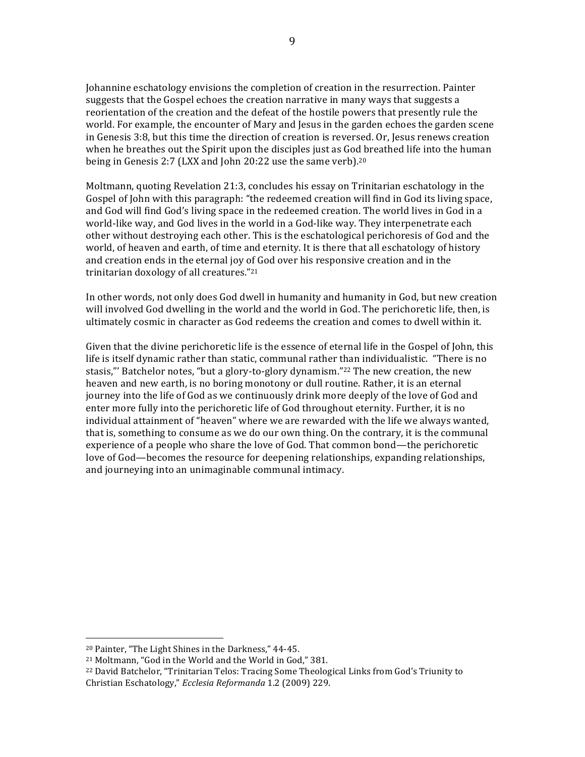Johannine eschatology envisions the completion of creation in the resurrection. Painter suggests that the Gospel echoes the creation narrative in many ways that suggests a reorientation of the creation and the defeat of the hostile powers that presently rule the world. For example, the encounter of Mary and Jesus in the garden echoes the garden scene in Genesis 3:8, but this time the direction of creation is reversed. Or, Jesus renews creation when he breathes out the Spirit upon the disciples just as God breathed life into the human being in Genesis 2:7 (LXX and John 20:22 use the same verb).[20]

Moltmann, quoting Revelation 21:3, concludes his essay on Trinitarian eschatology in the Gospel of John with this paragraph: "the redeemed creation will find in God its living space, and God will find God's living space in the redeemed creation. The world lives in God in a world-like way, and God lives in the world in a God-like way. They interpenetrate each other without destroying each other. This is the eschatological perichoresis of God and the world, of heaven and earth, of time and eternity. It is there that all eschatology of history and creation ends in the eternal joy of God over his responsive creation and in the trinitarian doxology of all creatures."[21]

In other words, not only does God dwell in humanity and humanity in God, but new creation will involved God dwelling in the world and the world in God. The perichoretic life, then, is ultimately cosmic in character as God redeems the creation and comes to dwell within it.

Given that the divine perichoretic life is the essence of eternal life in the Gospel of John, this life is itself dynamic rather than static, communal rather than individualistic. "There is no stasis,"' Batchelor notes, "but a glory-to-glory dynamism."[22] The new creation, the new heaven and new earth, is no boring monotony or dull routine. Rather, it is an eternal journey into the life of God as we continuously drink more deeply of the love of God and enter more fully into the perichoretic life of God throughout eternity. Further, it is no individual attainment of "heaven" where we are rewarded with the life we always wanted, that is, something to consume as we do our own thing. On the contrary, it is the communal experience of a people who share the love of God. That common bond—the perichoretic love of God—becomes the resource for deepening relationships, expanding relationships, and journeying into an unimaginable communal intimacy.

---

[20] Painter, "The Light Shines in the Darkness," 44-45.

[21] Moltmann, "God in the World and the World in God," 381.

[22] David Batchelor, "Trinitarian Telos: Tracing Some Theological Links from God's Triunity to Christian Eschatology," *Ecclesia Reformanda* 1.2 (2009) 229.